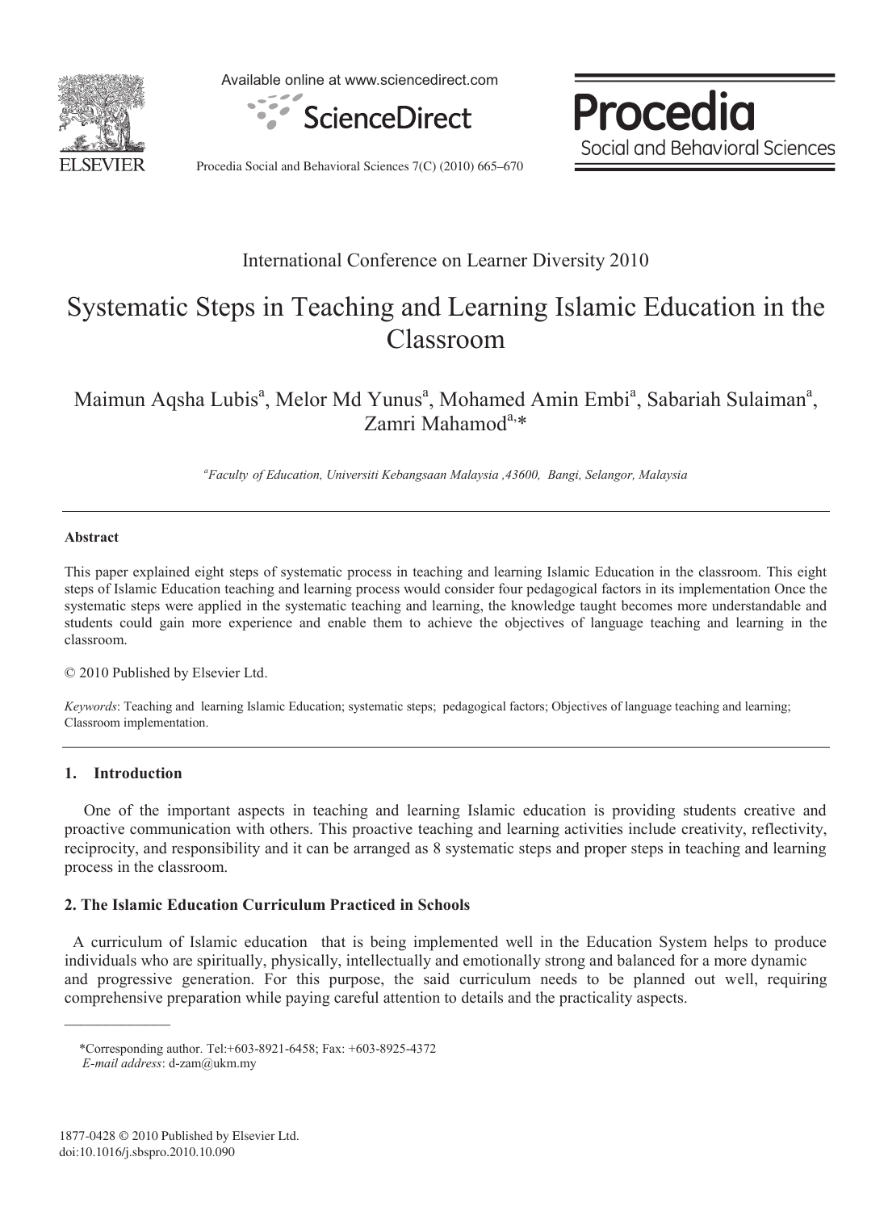International Conference on Learner Diversity 2010

# Systematic Steps in Teaching and Learning Islamic Education in the Classroom

Maimun Aqsha Lubis[a], Melor Md Yunus[a], Mohamed Amin Embi[a], Sabariah Sulaiman[a], Zamri Mahamod[a,*]

[a]*Faculty of Education, Universiti Kebangsaan Malaysia ,43600, Bangi, Selangor, Malaysia*

---

**Abstract**

This paper explained eight steps of systematic process in teaching and learning Islamic Education in the classroom. This eight steps of Islamic Education teaching and learning process would consider four pedagogical factors in its implementation Once the systematic steps were applied in the systematic teaching and learning, the knowledge taught becomes more understandable and students could gain more experience and enable them to achieve the objectives of language teaching and learning in the classroom.

© 2010 Published by Elsevier Ltd.

*Keywords*: Teaching and learning Islamic Education; systematic steps; pedagogical factors; Objectives of language teaching and learning; Classroom implementation.

---

## 1. Introduction

One of the important aspects in teaching and learning Islamic education is providing students creative and proactive communication with others. This proactive teaching and learning activities include creativity, reflectivity, reciprocity, and responsibility and it can be arranged as 8 systematic steps and proper steps in teaching and learning process in the classroom.

## 2. The Islamic Education Curriculum Practiced in Schools

A curriculum of Islamic education that is being implemented well in the Education System helps to produce individuals who are spiritually, physically, intellectually and emotionally strong and balanced for a more dynamic and progressive generation. For this purpose, the said curriculum needs to be planned out well, requiring comprehensive preparation while paying careful attention to details and the practicality aspects.

---

*Corresponding author. Tel:+603-8921-6458; Fax: +603-8925-4372
*E-mail address*: d-zam@ukm.my

1877-0428 © 2010 Published by Elsevier Ltd.
doi:10.1016/j.sbspro.2010.10.090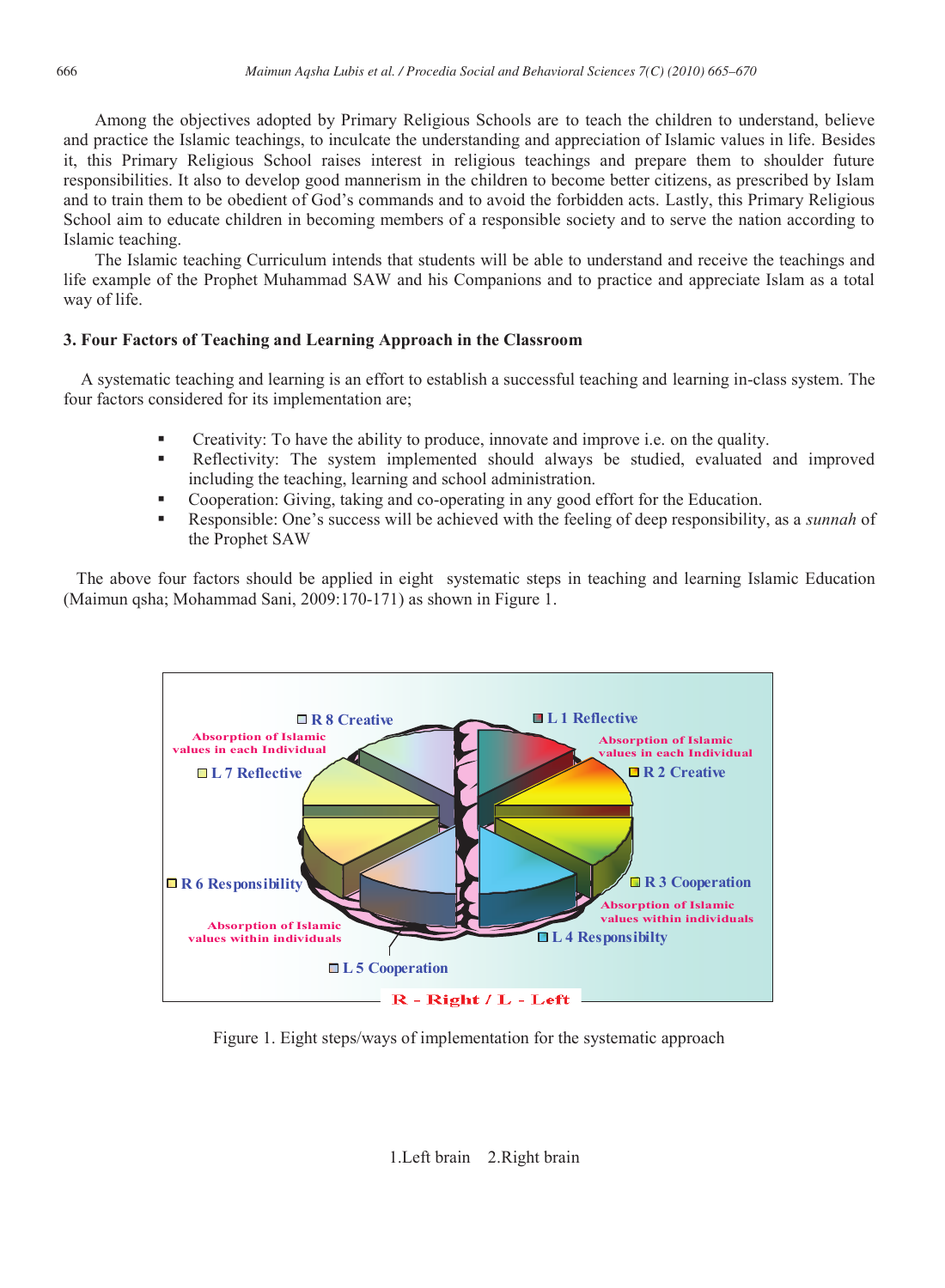Among the objectives adopted by Primary Religious Schools are to teach the children to understand, believe and practice the Islamic teachings, to inculcate the understanding and appreciation of Islamic values in life. Besides it, this Primary Religious School raises interest in religious teachings and prepare them to shoulder future responsibilities. It also to develop good mannerism in the children to become better citizens, as prescribed by Islam and to train them to be obedient of God's commands and to avoid the forbidden acts. Lastly, this Primary Religious School aim to educate children in becoming members of a responsible society and to serve the nation according to Islamic teaching.

The Islamic teaching Curriculum intends that students will be able to understand and receive the teachings and life example of the Prophet Muhammad SAW and his Companions and to practice and appreciate Islam as a total way of life.

### 3. Four Factors of Teaching and Learning Approach in the Classroom

A systematic teaching and learning is an effort to establish a successful teaching and learning in-class system. The four factors considered for its implementation are;

- Creativity: To have the ability to produce, innovate and improve i.e. on the quality.
- Reflectivity: The system implemented should always be studied, evaluated and improved including the teaching, learning and school administration.
- Cooperation: Giving, taking and co-operating in any good effort for the Education.
- Responsible: One's success will be achieved with the feeling of deep responsibility, as a *sunnah* of the Prophet SAW

The above four factors should be applied in eight systematic steps in teaching and learning Islamic Education (Maimun qsha; Mohammad Sani, 2009:170-171) as shown in Figure 1.

R 8 Creative — L 1 Reflective — R 2 Creative — R 3 Cooperation — L 4 Responsibilty — L 5 Cooperation — R 6 Responsibility — L 7 Reflective

Absorption of Islamic values in each Individual / Absorption of Islamic values within individuals

R - Right / L - Left

Figure 1. Eight steps/ways of implementation for the systematic approach

1.Left brain 2.Right brain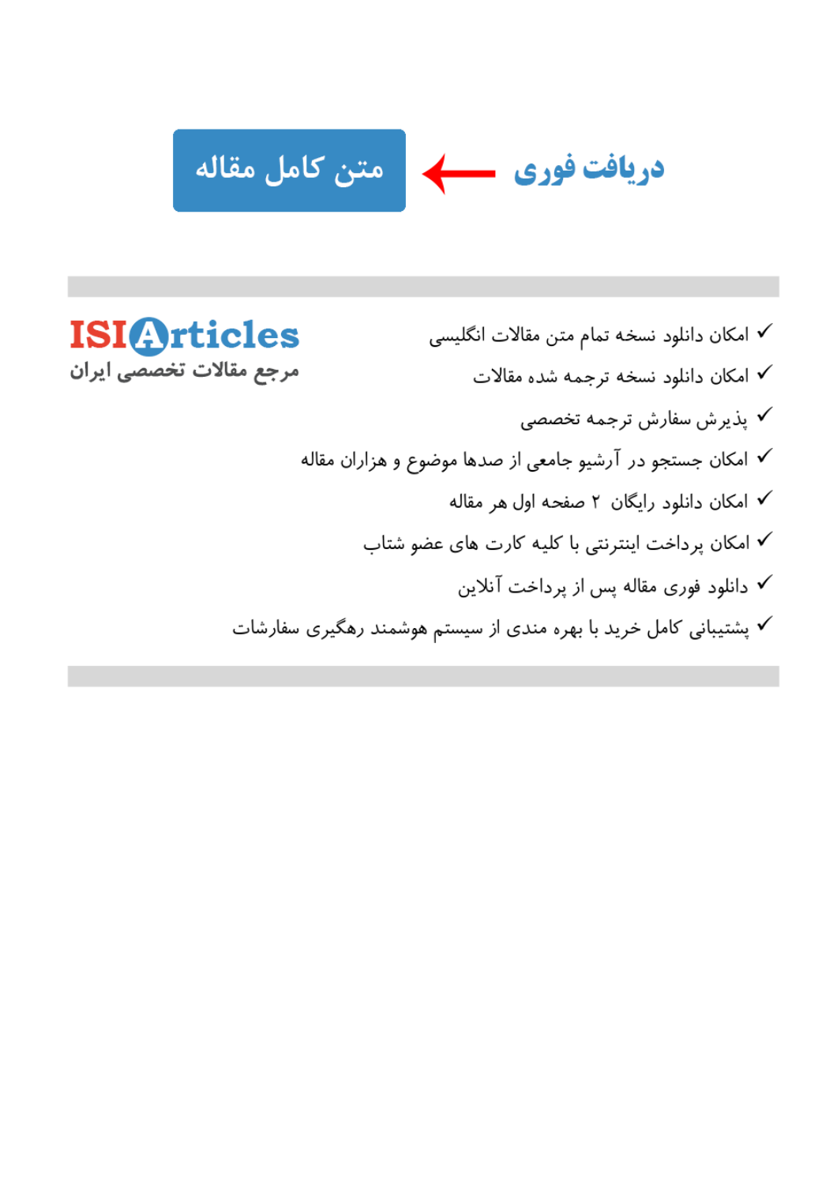دریافت فوری ← متن کامل مقاله

**ISIArticles**
مرجع مقالات تخصصی ایران

- ✓ امکان دانلود نسخه تمام متن مقالات انگلیسی
- ✓ امکان دانلود نسخه ترجمه شده مقالات
- ✓ پذیرش سفارش ترجمه تخصصی
- ✓ امکان جستجو در آرشیو جامعی از صدها موضوع و هزاران مقاله
- ✓ امکان دانلود رایگان ۲ صفحه اول هر مقاله
- ✓ امکان پرداخت اینترنتی با کلیه کارت های عضو شتاب
- ✓ دانلود فوری مقاله پس از پرداخت آنلاین
- ✓ پشتیبانی کامل خرید با بهره مندی از سیستم هوشمند رهگیری سفارشات